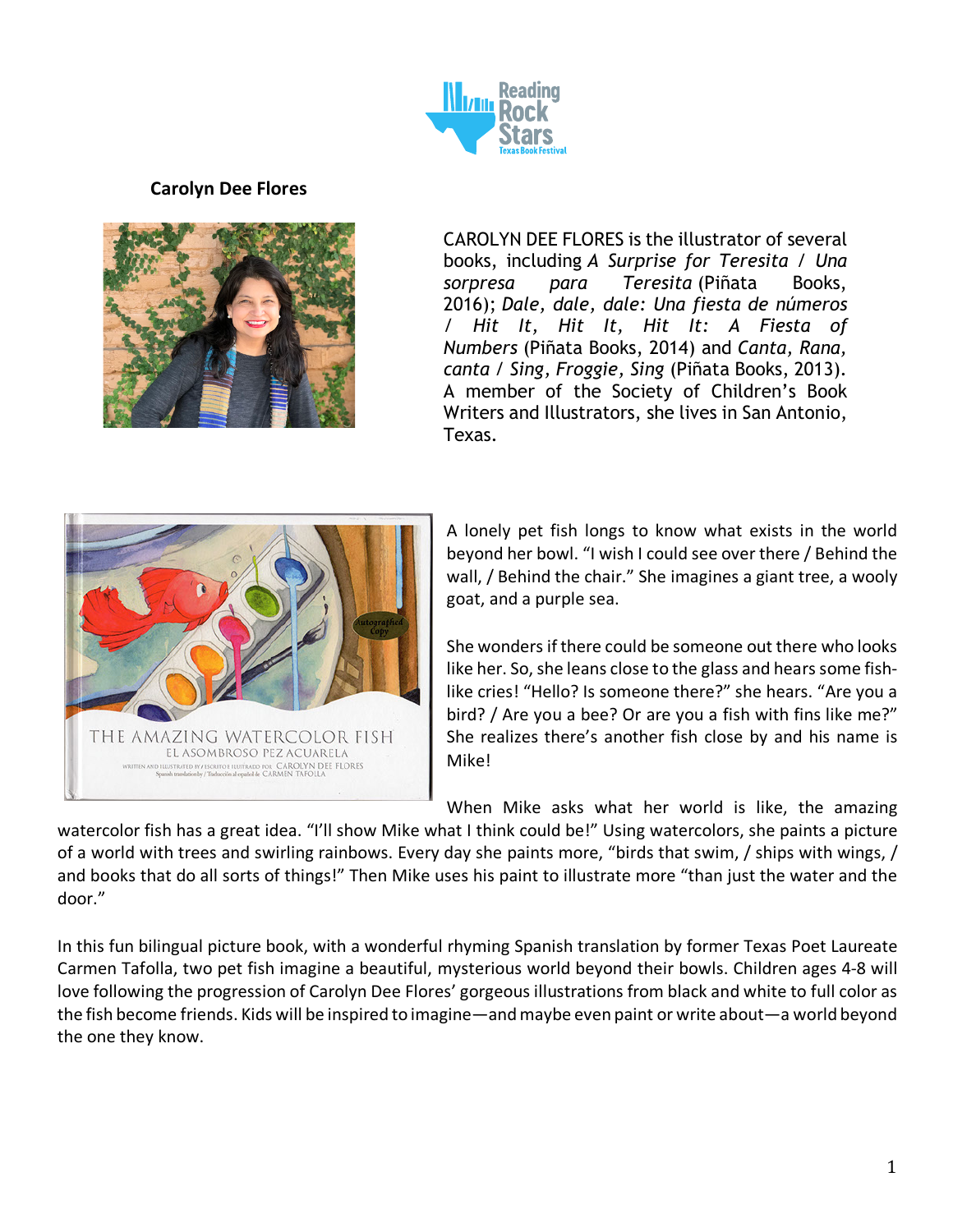**Carolyn Dee Flores**

CAROLYN DEE FLORES is the illustrator of several books, including *A Surprise for Teresita / Una sorpresa para Teresita* (Piñata Books, 2016); *Dale, dale, dale: Una fiesta de números / Hit It, Hit It, Hit It: A Fiesta of Numbers* (Piñata Books, 2014) and *Canta, Rana, canta / Sing, Froggie, Sing* (Piñata Books, 2013). A member of the Society of Children's Book Writers and Illustrators, she lives in San Antonio, Texas.

A lonely pet fish longs to know what exists in the world beyond her bowl. "I wish I could see over there / Behind the wall, / Behind the chair." She imagines a giant tree, a wooly goat, and a purple sea.

She wonders if there could be someone out there who looks like her. So, she leans close to the glass and hears some fish-like cries! "Hello? Is someone there?" she hears. "Are you a bird? / Are you a bee? Or are you a fish with fins like me?" She realizes there's another fish close by and his name is Mike!

When Mike asks what her world is like, the amazing watercolor fish has a great idea. "I'll show Mike what I think could be!" Using watercolors, she paints a picture of a world with trees and swirling rainbows. Every day she paints more, "birds that swim, / ships with wings, / and books that do all sorts of things!" Then Mike uses his paint to illustrate more "than just the water and the door."

In this fun bilingual picture book, with a wonderful rhyming Spanish translation by former Texas Poet Laureate Carmen Tafolla, two pet fish imagine a beautiful, mysterious world beyond their bowls. Children ages 4-8 will love following the progression of Carolyn Dee Flores' gorgeous illustrations from black and white to full color as the fish become friends. Kids will be inspired to imagine—and maybe even paint or write about—a world beyond the one they know.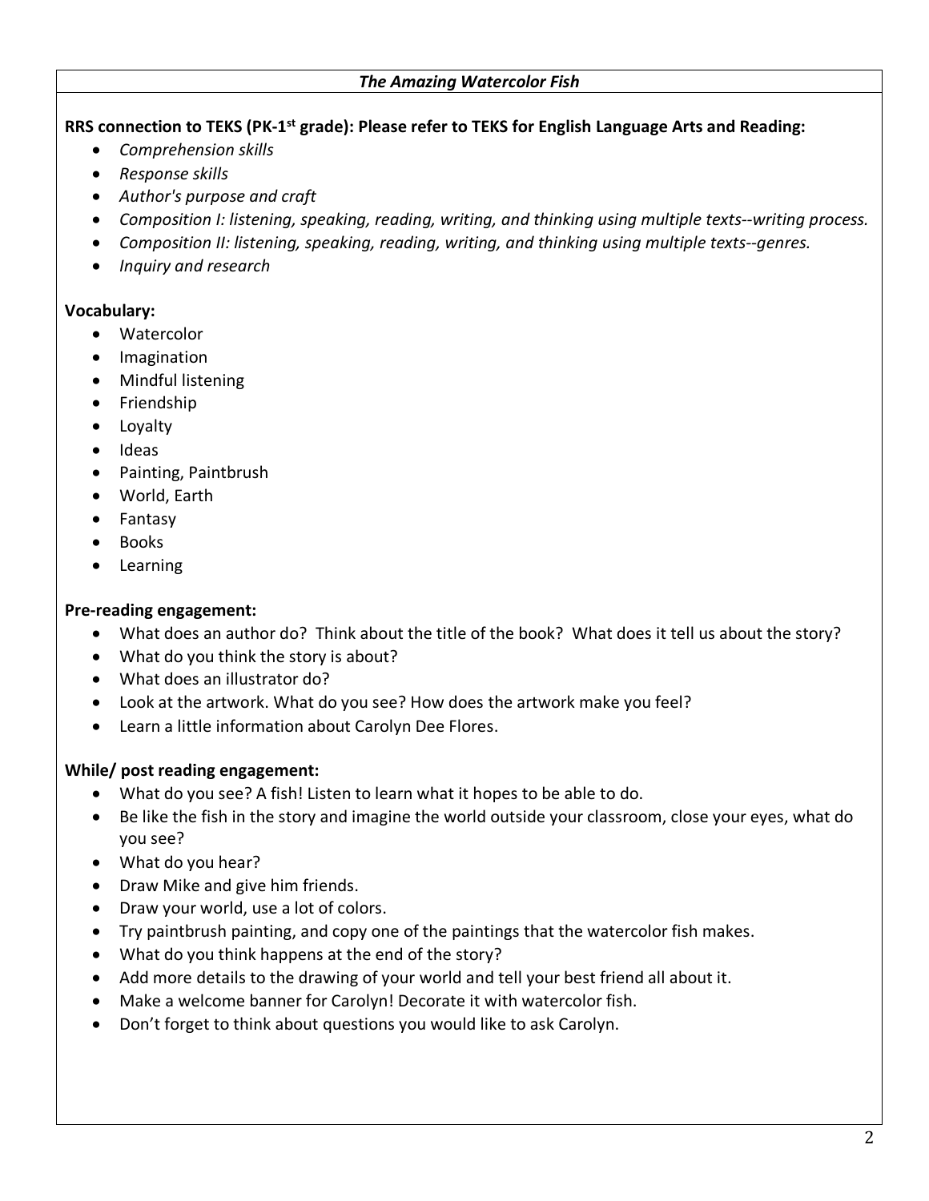## *The Amazing Watercolor Fish*

**RRS connection to TEKS (PK-1st grade): Please refer to TEKS for English Language Arts and Reading:**

- *Comprehension skills*
- *Response skills*
- *Author's purpose and craft*
- *Composition I: listening, speaking, reading, writing, and thinking using multiple texts--writing process.*
- *Composition II: listening, speaking, reading, writing, and thinking using multiple texts--genres.*
- *Inquiry and research*

**Vocabulary:**

- Watercolor
- Imagination
- Mindful listening
- Friendship
- Loyalty
- Ideas
- Painting, Paintbrush
- World, Earth
- Fantasy
- Books
- Learning

**Pre-reading engagement:**

- What does an author do? Think about the title of the book? What does it tell us about the story?
- What do you think the story is about?
- What does an illustrator do?
- Look at the artwork. What do you see? How does the artwork make you feel?
- Learn a little information about Carolyn Dee Flores.

**While/ post reading engagement:**

- What do you see? A fish! Listen to learn what it hopes to be able to do.
- Be like the fish in the story and imagine the world outside your classroom, close your eyes, what do you see?
- What do you hear?
- Draw Mike and give him friends.
- Draw your world, use a lot of colors.
- Try paintbrush painting, and copy one of the paintings that the watercolor fish makes.
- What do you think happens at the end of the story?
- Add more details to the drawing of your world and tell your best friend all about it.
- Make a welcome banner for Carolyn! Decorate it with watercolor fish.
- Don't forget to think about questions you would like to ask Carolyn.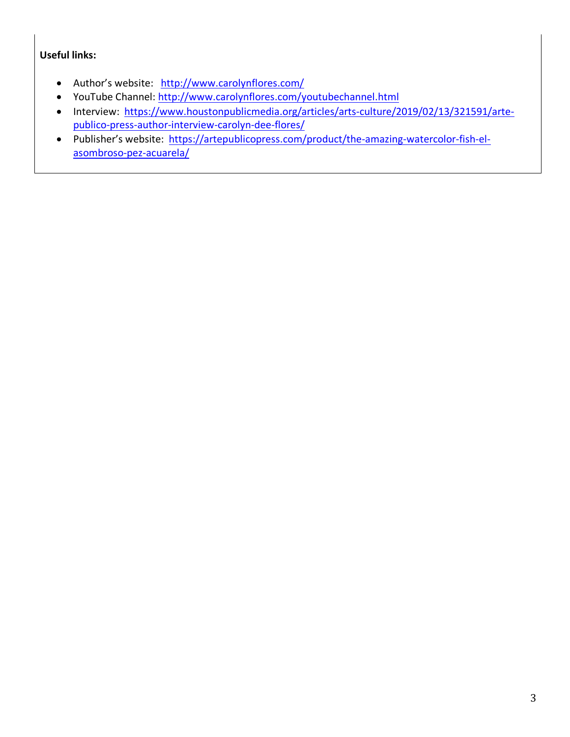**Useful links:**

- Author's website: [http://www.carolynflores.com/](http://www.carolynflores.com/)
- YouTube Channel: [http://www.carolynflores.com/youtubechannel.html](http://www.carolynflores.com/youtubechannel.html)
- Interview: [https://www.houstonpublicmedia.org/articles/arts-culture/2019/02/13/321591/arte-publico-press-author-interview-carolyn-dee-flores/](https://www.houstonpublicmedia.org/articles/arts-culture/2019/02/13/321591/arte-publico-press-author-interview-carolyn-dee-flores/)
- Publisher's website: [https://artepublicopress.com/product/the-amazing-watercolor-fish-el-asombroso-pez-acuarela/](https://artepublicopress.com/product/the-amazing-watercolor-fish-el-asombroso-pez-acuarela/)